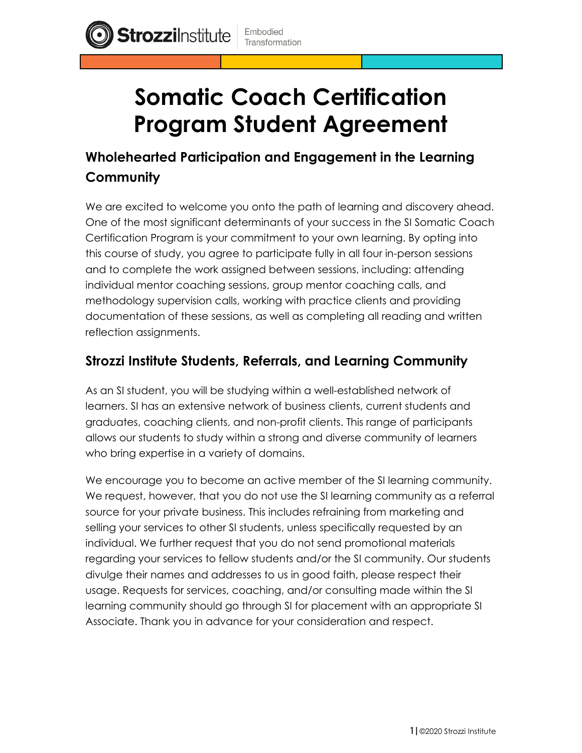# Somatic Coach Certification Program Student Agreement

## Wholehearted Participation and Engagement in the Learning Community

We are excited to welcome you onto the path of learning and discovery ahead. One of the most significant determinants of your success in the SI Somatic Coach Certification Program is your commitment to your own learning. By opting into this course of study, you agree to participate fully in all four in-person sessions and to complete the work assigned between sessions, including: attending individual mentor coaching sessions, group mentor coaching calls, and methodology supervision calls, working with practice clients and providing documentation of these sessions, as well as completing all reading and written reflection assignments.

## Strozzi Institute Students, Referrals, and Learning Community

As an SI student, you will be studying within a well-established network of learners. SI has an extensive network of business clients, current students and graduates, coaching clients, and non-profit clients. This range of participants allows our students to study within a strong and diverse community of learners who bring expertise in a variety of domains.

We encourage you to become an active member of the SI learning community. We request, however, that you do not use the SI learning community as a referral source for your private business. This includes refraining from marketing and selling your services to other SI students, unless specifically requested by an individual. We further request that you do not send promotional materials regarding your services to fellow students and/or the SI community. Our students divulge their names and addresses to us in good faith, please respect their usage. Requests for services, coaching, and/or consulting made within the SI learning community should go through SI for placement with an appropriate SI Associate. Thank you in advance for your consideration and respect.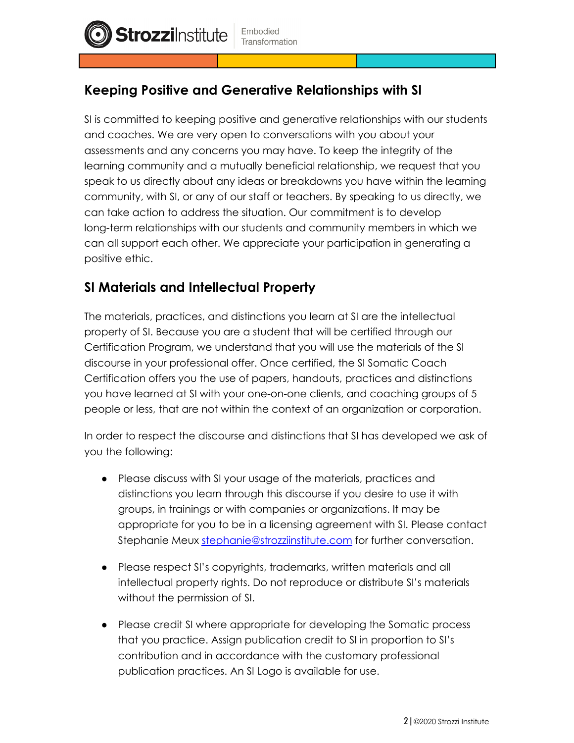## Keeping Positive and Generative Relationships with SI

SI is committed to keeping positive and generative relationships with our students and coaches. We are very open to conversations with you about your assessments and any concerns you may have. To keep the integrity of the learning community and a mutually beneficial relationship, we request that you speak to us directly about any ideas or breakdowns you have within the learning community, with SI, or any of our staff or teachers. By speaking to us directly, we can take action to address the situation. Our commitment is to develop long-term relationships with our students and community members in which we can all support each other. We appreciate your participation in generating a positive ethic.

## SI Materials and Intellectual Property

The materials, practices, and distinctions you learn at SI are the intellectual property of SI. Because you are a student that will be certified through our Certification Program, we understand that you will use the materials of the SI discourse in your professional offer. Once certified, the SI Somatic Coach Certification offers you the use of papers, handouts, practices and distinctions you have learned at SI with your one-on-one clients, and coaching groups of 5 people or less, that are not within the context of an organization or corporation.

In order to respect the discourse and distinctions that SI has developed we ask of you the following:

- Please discuss with SI your usage of the materials, practices and distinctions you learn through this discourse if you desire to use it with groups, in trainings or with companies or organizations. It may be appropriate for you to be in a licensing agreement with SI. Please contact Stephanie Meux [stephanie@strozziinstitute.com](mailto:stephanie@strozziinstitute.com) for further conversation.

- Please respect SI's copyrights, trademarks, written materials and all intellectual property rights. Do not reproduce or distribute SI's materials without the permission of SI.

- Please credit SI where appropriate for developing the Somatic process that you practice. Assign publication credit to SI in proportion to SI's contribution and in accordance with the customary professional publication practices. An SI Logo is available for use.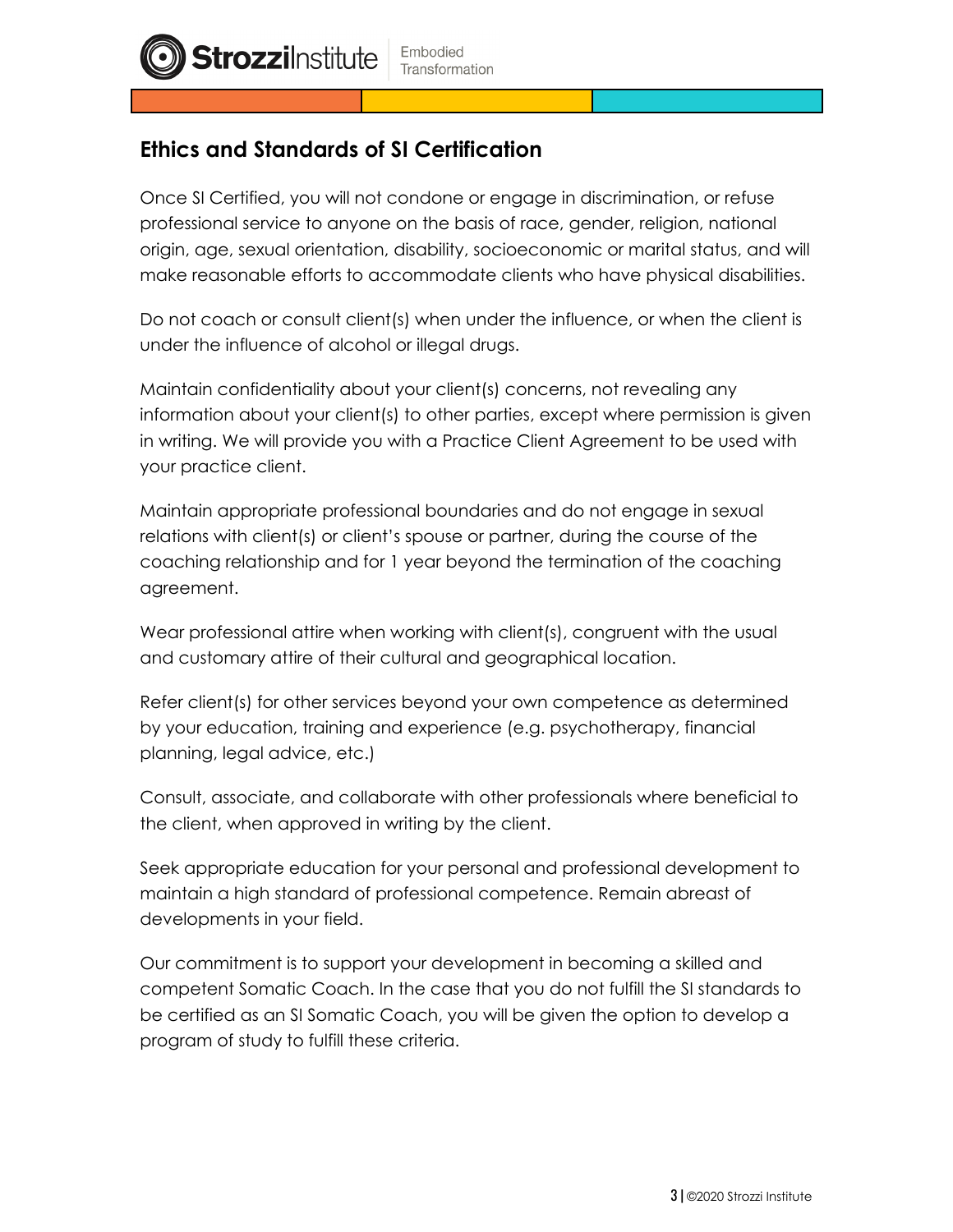## Ethics and Standards of SI Certification

Once SI Certified, you will not condone or engage in discrimination, or refuse professional service to anyone on the basis of race, gender, religion, national origin, age, sexual orientation, disability, socioeconomic or marital status, and will make reasonable efforts to accommodate clients who have physical disabilities.

Do not coach or consult client(s) when under the influence, or when the client is under the influence of alcohol or illegal drugs.

Maintain confidentiality about your client(s) concerns, not revealing any information about your client(s) to other parties, except where permission is given in writing. We will provide you with a Practice Client Agreement to be used with your practice client.

Maintain appropriate professional boundaries and do not engage in sexual relations with client(s) or client's spouse or partner, during the course of the coaching relationship and for 1 year beyond the termination of the coaching agreement.

Wear professional attire when working with client(s), congruent with the usual and customary attire of their cultural and geographical location.

Refer client(s) for other services beyond your own competence as determined by your education, training and experience (e.g. psychotherapy, financial planning, legal advice, etc.)

Consult, associate, and collaborate with other professionals where beneficial to the client, when approved in writing by the client.

Seek appropriate education for your personal and professional development to maintain a high standard of professional competence. Remain abreast of developments in your field.

Our commitment is to support your development in becoming a skilled and competent Somatic Coach. In the case that you do not fulfill the SI standards to be certified as an SI Somatic Coach, you will be given the option to develop a program of study to fulfill these criteria.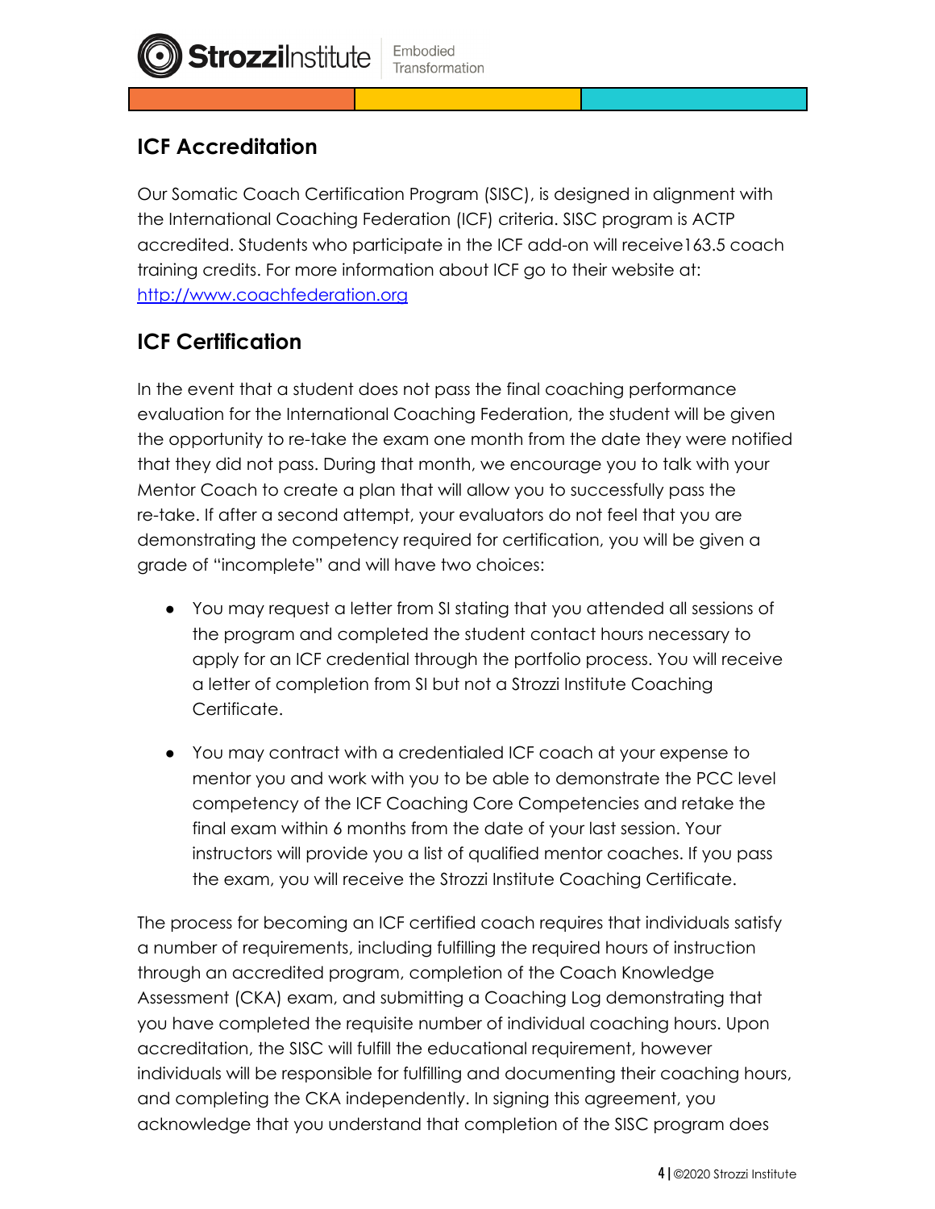## ICF Accreditation

Our Somatic Coach Certification Program (SISC), is designed in alignment with the International Coaching Federation (ICF) criteria. SISC program is ACTP accredited. Students who participate in the ICF add-on will receive163.5 coach training credits. For more information about ICF go to their website at: [http://www.coachfederation.org](http://www.coachfederation.org)

## ICF Certification

In the event that a student does not pass the final coaching performance evaluation for the International Coaching Federation, the student will be given the opportunity to re-take the exam one month from the date they were notified that they did not pass. During that month, we encourage you to talk with your Mentor Coach to create a plan that will allow you to successfully pass the re-take. If after a second attempt, your evaluators do not feel that you are demonstrating the competency required for certification, you will be given a grade of "incomplete" and will have two choices:

- You may request a letter from SI stating that you attended all sessions of the program and completed the student contact hours necessary to apply for an ICF credential through the portfolio process. You will receive a letter of completion from SI but not a Strozzi Institute Coaching Certificate.
- You may contract with a credentialed ICF coach at your expense to mentor you and work with you to be able to demonstrate the PCC level competency of the ICF Coaching Core Competencies and retake the final exam within 6 months from the date of your last session. Your instructors will provide you a list of qualified mentor coaches. If you pass the exam, you will receive the Strozzi Institute Coaching Certificate.

The process for becoming an ICF certified coach requires that individuals satisfy a number of requirements, including fulfilling the required hours of instruction through an accredited program, completion of the Coach Knowledge Assessment (CKA) exam, and submitting a Coaching Log demonstrating that you have completed the requisite number of individual coaching hours. Upon accreditation, the SISC will fulfill the educational requirement, however individuals will be responsible for fulfilling and documenting their coaching hours, and completing the CKA independently. In signing this agreement, you acknowledge that you understand that completion of the SISC program does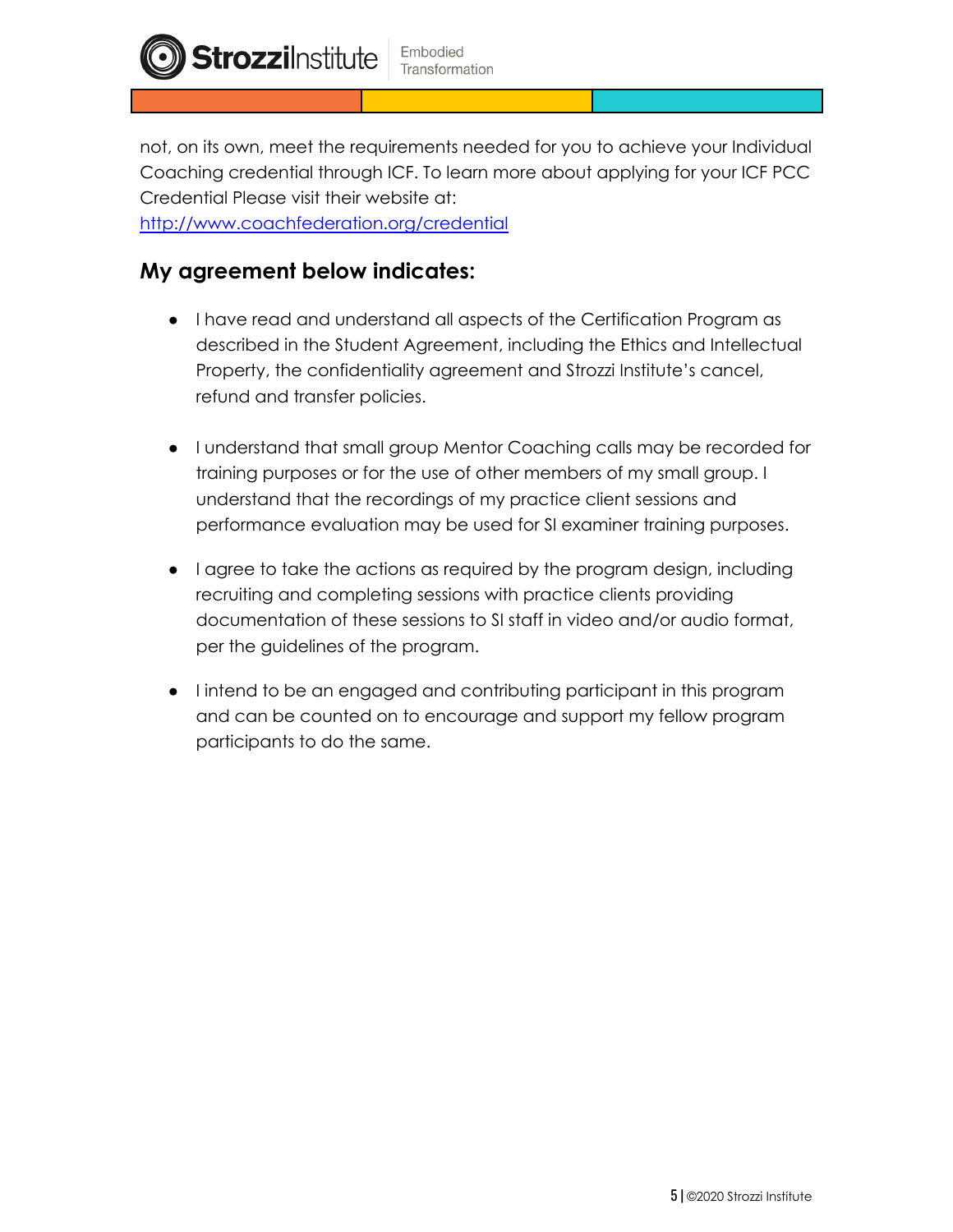not, on its own, meet the requirements needed for you to achieve your Individual Coaching credential through ICF. To learn more about applying for your ICF PCC Credential Please visit their website at: [http://www.coachfederation.org/credential](http://www.coachfederation.org/credential)

## My agreement below indicates:

- I have read and understand all aspects of the Certification Program as described in the Student Agreement, including the Ethics and Intellectual Property, the confidentiality agreement and Strozzi Institute's cancel, refund and transfer policies.

- I understand that small group Mentor Coaching calls may be recorded for training purposes or for the use of other members of my small group. I understand that the recordings of my practice client sessions and performance evaluation may be used for SI examiner training purposes.

- I agree to take the actions as required by the program design, including recruiting and completing sessions with practice clients providing documentation of these sessions to SI staff in video and/or audio format, per the guidelines of the program.

- I intend to be an engaged and contributing participant in this program and can be counted on to encourage and support my fellow program participants to do the same.